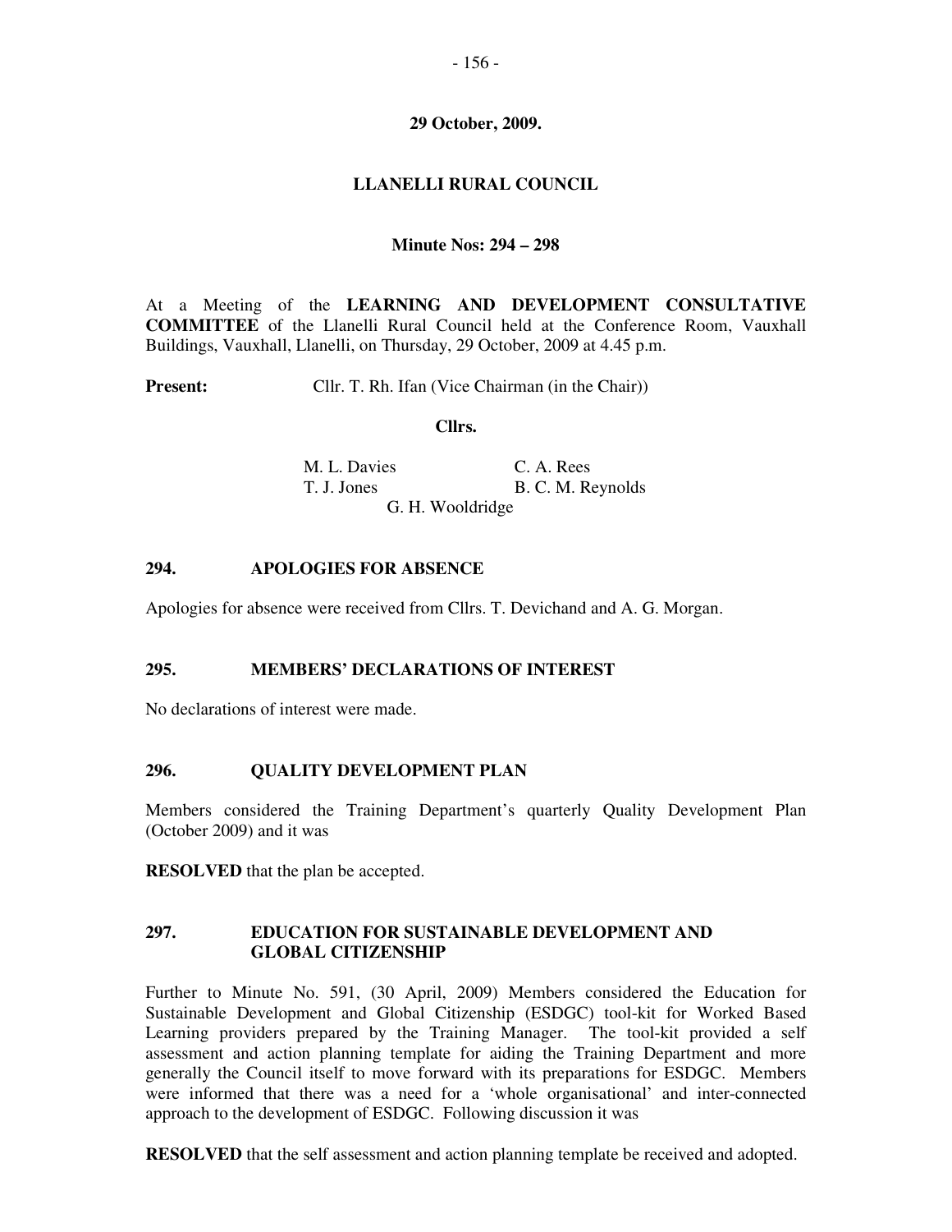**29 October, 2009.**

**LLANELLI RURAL COUNCIL**

**Minute Nos: 294 – 298**

At a Meeting of the **LEARNING AND DEVELOPMENT CONSULTATIVE COMMITTEE** of the Llanelli Rural Council held at the Conference Room, Vauxhall Buildings, Vauxhall, Llanelli, on Thursday, 29 October, 2009 at 4.45 p.m.

**Present:** Cllr. T. Rh. Ifan (Vice Chairman (in the Chair))

**Cllrs.**

M. L. Davies
C. A. Rees
T. J. Jones
B. C. M. Reynolds
G. H. Wooldridge

## 294. APOLOGIES FOR ABSENCE

Apologies for absence were received from Cllrs. T. Devichand and A. G. Morgan.

## 295. MEMBERS' DECLARATIONS OF INTEREST

No declarations of interest were made.

## 296. QUALITY DEVELOPMENT PLAN

Members considered the Training Department's quarterly Quality Development Plan (October 2009) and it was

**RESOLVED** that the plan be accepted.

## 297. EDUCATION FOR SUSTAINABLE DEVELOPMENT AND GLOBAL CITIZENSHIP

Further to Minute No. 591, (30 April, 2009) Members considered the Education for Sustainable Development and Global Citizenship (ESDGC) tool-kit for Worked Based Learning providers prepared by the Training Manager. The tool-kit provided a self assessment and action planning template for aiding the Training Department and more generally the Council itself to move forward with its preparations for ESDGC. Members were informed that there was a need for a 'whole organisational' and inter-connected approach to the development of ESDGC. Following discussion it was

**RESOLVED** that the self assessment and action planning template be received and adopted.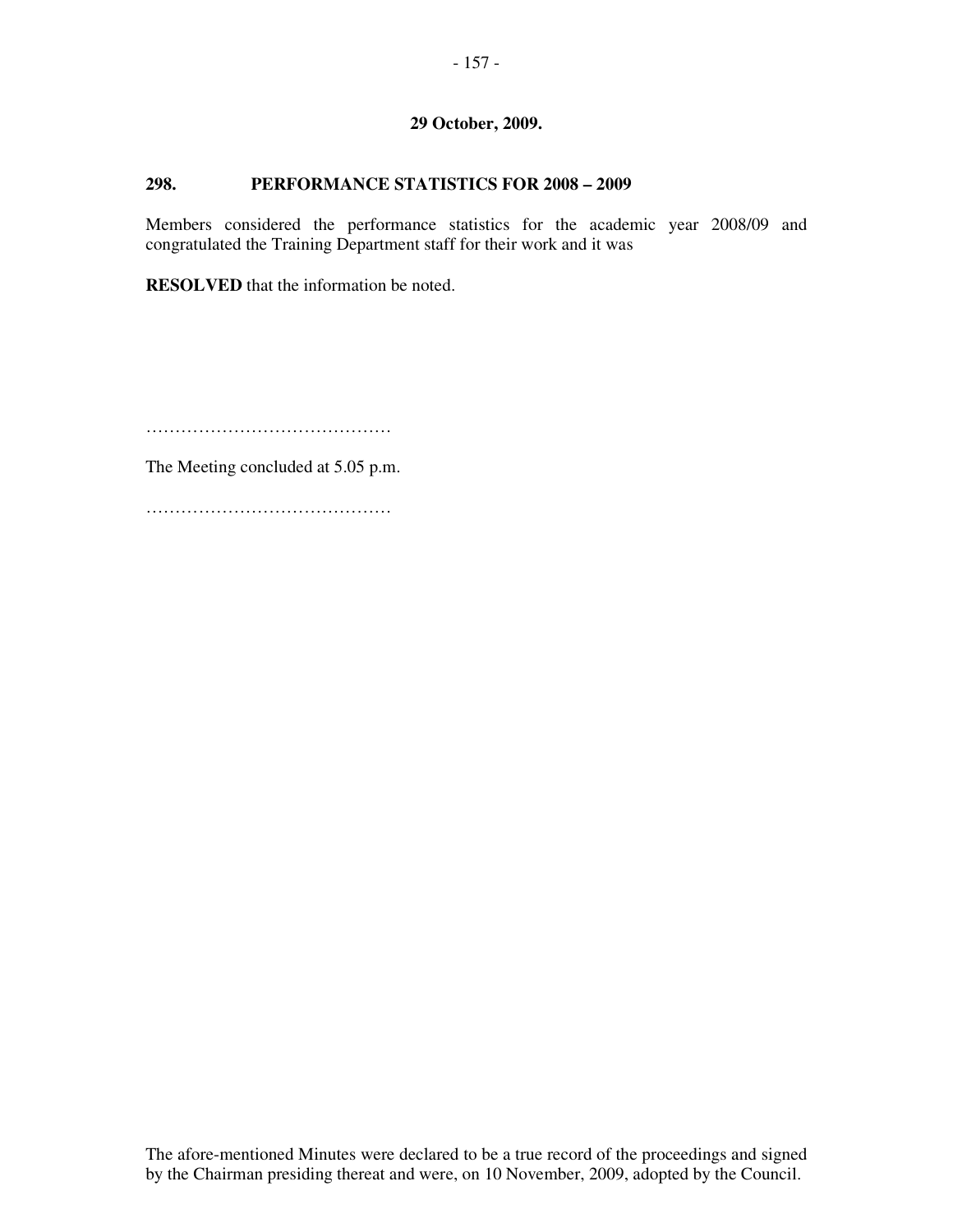**29 October, 2009.**

## 298. PERFORMANCE STATISTICS FOR 2008 – 2009

Members considered the performance statistics for the academic year 2008/09 and congratulated the Training Department staff for their work and it was

**RESOLVED** that the information be noted.

……………………………………

The Meeting concluded at 5.05 p.m.

……………………………………

The afore-mentioned Minutes were declared to be a true record of the proceedings and signed by the Chairman presiding thereat and were, on 10 November, 2009, adopted by the Council.